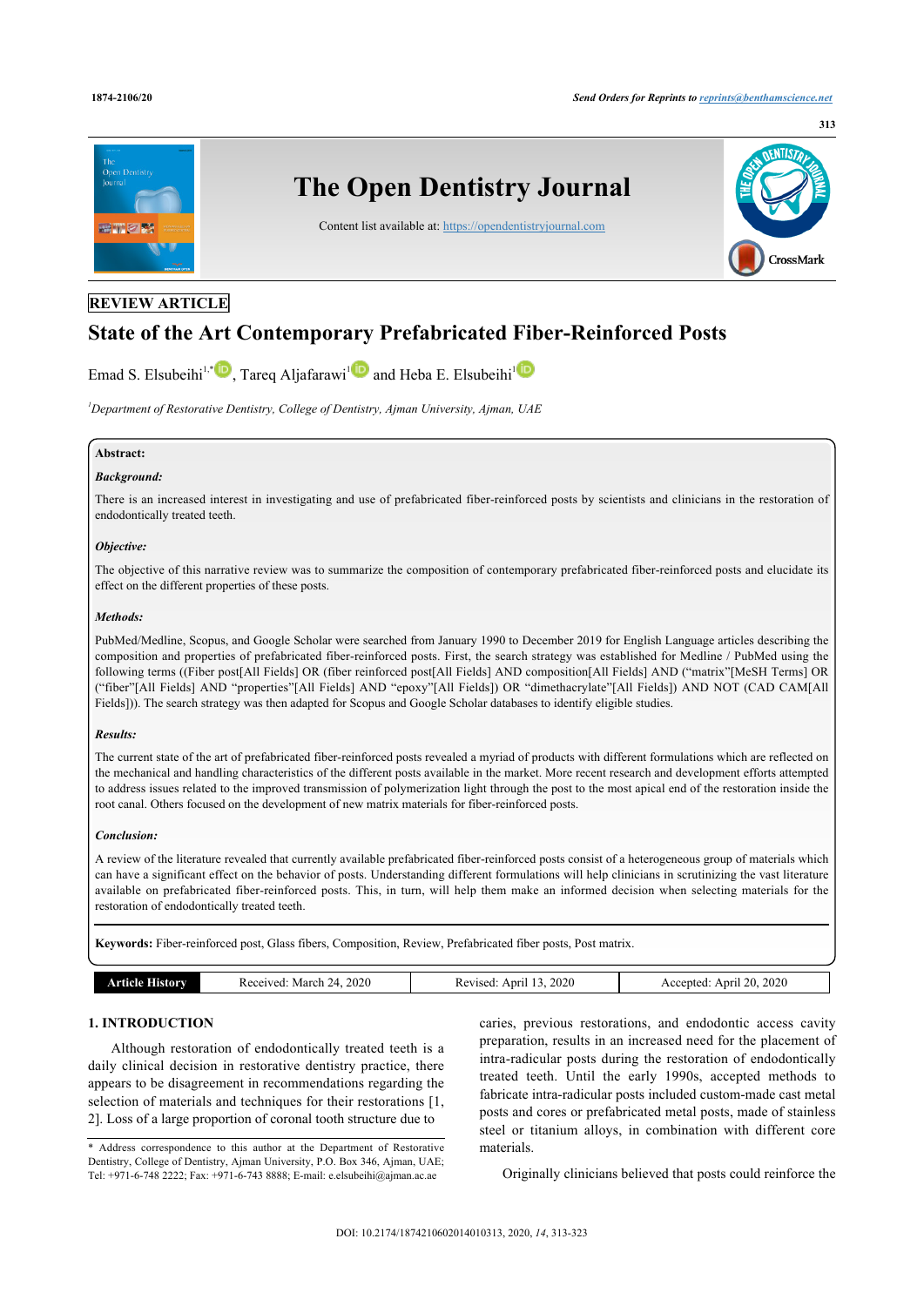REVIEW ARTICLE

# State of the Art Contemporary Prefabricated Fiber-Reinforced Posts

Emad S. Elsubeihi[1,*], Tareq Aljafarawi[1] and Heba E. Elsubeihi[1]

[1]Department of Restorative Dentistry, College of Dentistry, Ajman University, Ajman, UAE

**Abstract:**

***Background:***

There is an increased interest in investigating and use of prefabricated fiber-reinforced posts by scientists and clinicians in the restoration of endodontically treated teeth.

***Objective:***

The objective of this narrative review was to summarize the composition of contemporary prefabricated fiber-reinforced posts and elucidate its effect on the different properties of these posts.

***Methods:***

PubMed/Medline, Scopus, and Google Scholar were searched from January 1990 to December 2019 for English Language articles describing the composition and properties of prefabricated fiber-reinforced posts. First, the search strategy was established for Medline / PubMed using the following terms ((Fiber post[All Fields] OR (fiber reinforced post[All Fields] AND composition[All Fields] AND ("matrix"[MeSH Terms] OR ("fiber"[All Fields] AND "properties"[All Fields] AND "epoxy"[All Fields]) OR "dimethacrylate"[All Fields]) AND NOT (CAD CAM[All Fields])). The search strategy was then adapted for Scopus and Google Scholar databases to identify eligible studies.

***Results:***

The current state of the art of prefabricated fiber-reinforced posts revealed a myriad of products with different formulations which are reflected on the mechanical and handling characteristics of the different posts available in the market. More recent research and development efforts attempted to address issues related to the improved transmission of polymerization light through the post to the most apical end of the restoration inside the root canal. Others focused on the development of new matrix materials for fiber-reinforced posts.

***Conclusion:***

A review of the literature revealed that currently available prefabricated fiber-reinforced posts consist of a heterogeneous group of materials which can have a significant effect on the behavior of posts. Understanding different formulations will help clinicians in scrutinizing the vast literature available on prefabricated fiber-reinforced posts. This, in turn, will help them make an informed decision when selecting materials for the restoration of endodontically treated teeth.

**Keywords:** Fiber-reinforced post, Glass fibers, Composition, Review, Prefabricated fiber posts, Post matrix.

| Article History | Received: March 24, 2020 | Revised: April 13, 2020 | Accepted: April 20, 2020 |
|---|---|---|---|

## 1. INTRODUCTION

Although restoration of endodontically treated teeth is a daily clinical decision in restorative dentistry practice, there appears to be disagreement in recommendations regarding the selection of materials and techniques for their restorations [1, 2]. Loss of a large proportion of coronal tooth structure due to caries, previous restorations, and endodontic access cavity preparation, results in an increased need for the placement of intra-radicular posts during the restoration of endodontically treated teeth. Until the early 1990s, accepted methods to fabricate intra-radicular posts included custom-made cast metal posts and cores or prefabricated metal posts, made of stainless steel or titanium alloys, in combination with different core materials.

Originally clinicians believed that posts could reinforce the

\* Address correspondence to this author at the Department of Restorative Dentistry, College of Dentistry, Ajman University, P.O. Box 346, Ajman, UAE; Tel: +971-6-748 2222; Fax: +971-6-743 8888; E-mail: e.elsubeihi@ajman.ac.ae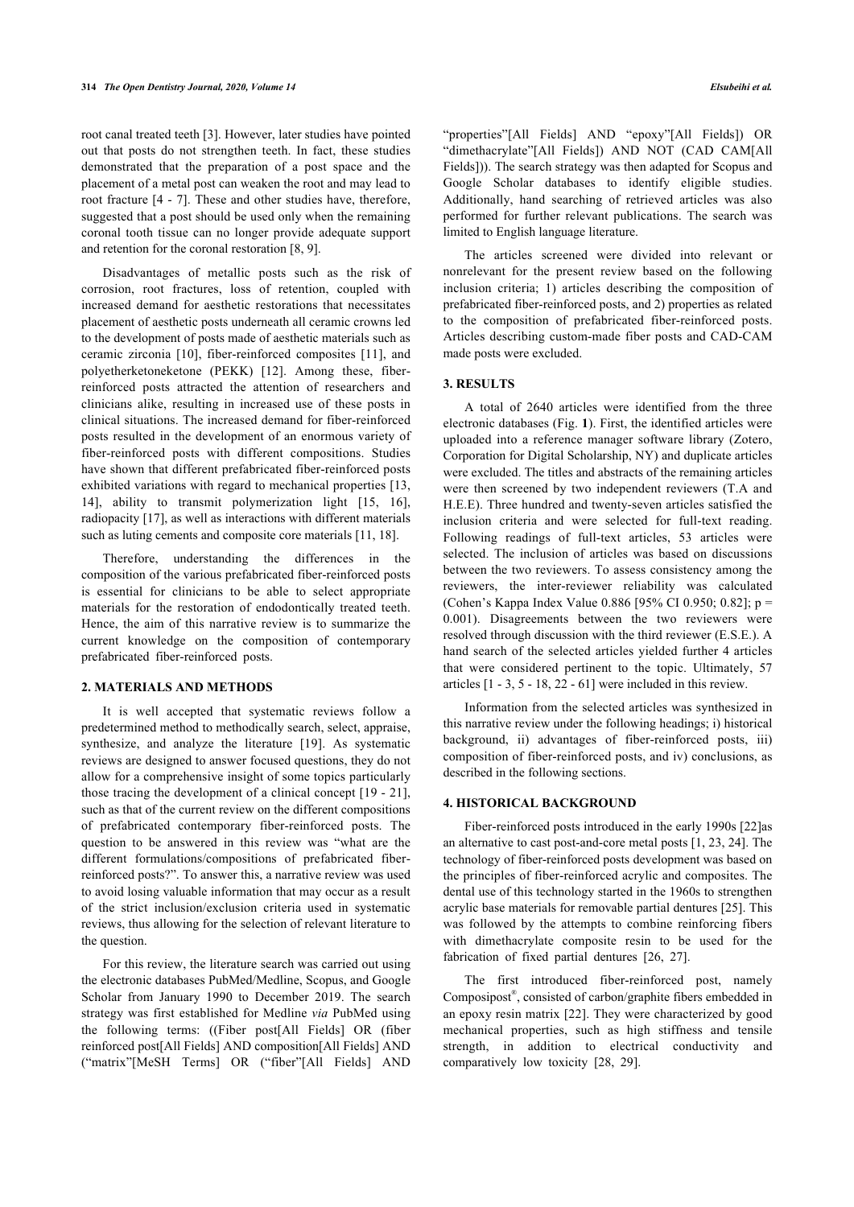root canal treated teeth [3]. However, later studies have pointed out that posts do not strengthen teeth. In fact, these studies demonstrated that the preparation of a post space and the placement of a metal post can weaken the root and may lead to root fracture [4 - 7]. These and other studies have, therefore, suggested that a post should be used only when the remaining coronal tooth tissue can no longer provide adequate support and retention for the coronal restoration [8, 9].

Disadvantages of metallic posts such as the risk of corrosion, root fractures, loss of retention, coupled with increased demand for aesthetic restorations that necessitates placement of aesthetic posts underneath all ceramic crowns led to the development of posts made of aesthetic materials such as ceramic zirconia [10], fiber-reinforced composites [11], and polyetherketoneketone (PEKK) [12]. Among these, fiber-reinforced posts attracted the attention of researchers and clinicians alike, resulting in increased use of these posts in clinical situations. The increased demand for fiber-reinforced posts resulted in the development of an enormous variety of fiber-reinforced posts with different compositions. Studies have shown that different prefabricated fiber-reinforced posts exhibited variations with regard to mechanical properties [13, 14], ability to transmit polymerization light [15, 16], radiopacity [17], as well as interactions with different materials such as luting cements and composite core materials [11, 18].

Therefore, understanding the differences in the composition of the various prefabricated fiber-reinforced posts is essential for clinicians to be able to select appropriate materials for the restoration of endodontically treated teeth. Hence, the aim of this narrative review is to summarize the current knowledge on the composition of contemporary prefabricated fiber-reinforced posts.

## 2. MATERIALS AND METHODS

It is well accepted that systematic reviews follow a predetermined method to methodically search, select, appraise, synthesize, and analyze the literature [19]. As systematic reviews are designed to answer focused questions, they do not allow for a comprehensive insight of some topics particularly those tracing the development of a clinical concept [19 - 21], such as that of the current review on the different compositions of prefabricated contemporary fiber-reinforced posts. The question to be answered in this review was "what are the different formulations/compositions of prefabricated fiber-reinforced posts?". To answer this, a narrative review was used to avoid losing valuable information that may occur as a result of the strict inclusion/exclusion criteria used in systematic reviews, thus allowing for the selection of relevant literature to the question.

For this review, the literature search was carried out using the electronic databases PubMed/Medline, Scopus, and Google Scholar from January 1990 to December 2019. The search strategy was first established for Medline *via* PubMed using the following terms: ((Fiber post[All Fields] OR (fiber reinforced post[All Fields] AND composition[All Fields] AND ("matrix"[MeSH Terms] OR ("fiber"[All Fields] AND "properties"[All Fields] AND "epoxy"[All Fields]) OR "dimethacrylate"[All Fields]) AND NOT (CAD CAM[All Fields])). The search strategy was then adapted for Scopus and Google Scholar databases to identify eligible studies. Additionally, hand searching of retrieved articles was also performed for further relevant publications. The search was limited to English language literature.

The articles screened were divided into relevant or nonrelevant for the present review based on the following inclusion criteria; 1) articles describing the composition of prefabricated fiber-reinforced posts, and 2) properties as related to the composition of prefabricated fiber-reinforced posts. Articles describing custom-made fiber posts and CAD-CAM made posts were excluded.

## 3. RESULTS

A total of 2640 articles were identified from the three electronic databases (Fig. **1**). First, the identified articles were uploaded into a reference manager software library (Zotero, Corporation for Digital Scholarship, NY) and duplicate articles were excluded. The titles and abstracts of the remaining articles were then screened by two independent reviewers (T.A and H.E.E). Three hundred and twenty-seven articles satisfied the inclusion criteria and were selected for full-text reading. Following readings of full-text articles, 53 articles were selected. The inclusion of articles was based on discussions between the two reviewers. To assess consistency among the reviewers, the inter-reviewer reliability was calculated (Cohen's Kappa Index Value 0.886 [95% CI 0.950; 0.82]; $p = 0.001$). Disagreements between the two reviewers were resolved through discussion with the third reviewer (E.S.E.). A hand search of the selected articles yielded further 4 articles that were considered pertinent to the topic. Ultimately, 57 articles [1 - 3, 5 - 18, 22 - 61] were included in this review.

Information from the selected articles was synthesized in this narrative review under the following headings; i) historical background, ii) advantages of fiber-reinforced posts, iii) composition of fiber-reinforced posts, and iv) conclusions, as described in the following sections.

## 4. HISTORICAL BACKGROUND

Fiber-reinforced posts introduced in the early 1990s [22]as an alternative to cast post-and-core metal posts [1, 23, 24]. The technology of fiber-reinforced posts development was based on the principles of fiber-reinforced acrylic and composites. The dental use of this technology started in the 1960s to strengthen acrylic base materials for removable partial dentures [25]. This was followed by the attempts to combine reinforcing fibers with dimethacrylate composite resin to be used for the fabrication of fixed partial dentures [26, 27].

The first introduced fiber-reinforced post, namely Composipost®, consisted of carbon/graphite fibers embedded in an epoxy resin matrix [22]. They were characterized by good mechanical properties, such as high stiffness and tensile strength, in addition to electrical conductivity and comparatively low toxicity [28, 29].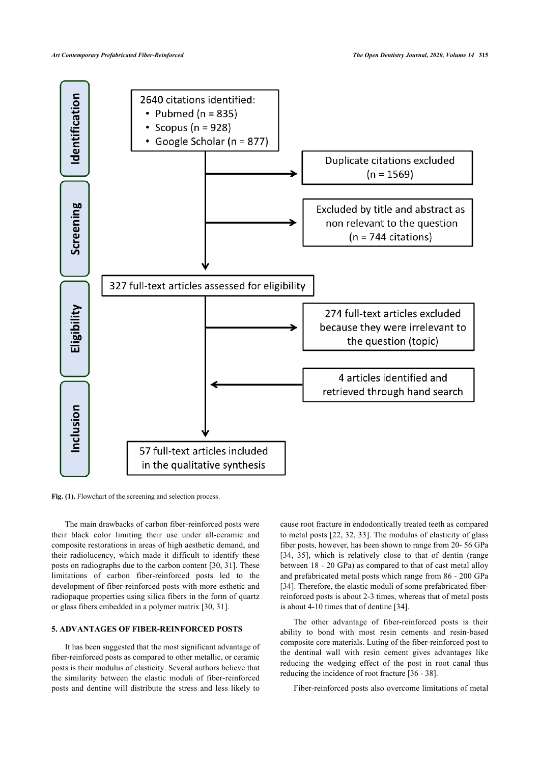Identification

2640 citations identified:
- Pubmed (n = 835)
- Scopus (n = 928)
- Google Scholar (n = 877)

Duplicate citations excluded (n = 1569)

Screening

Excluded by title and abstract as non relevant to the question (n = 744 citations)

Eligibility

327 full-text articles assessed for eligibility

274 full-text articles excluded because they were irrelevant to the question (topic)

4 articles identified and retrieved through hand search

Inclusion

57 full-text articles included in the qualitative synthesis

**Fig. (1).** Flowchart of the screening and selection process.

The main drawbacks of carbon fiber-reinforced posts were their black color limiting their use under all-ceramic and composite restorations in areas of high aesthetic demand, and their radiolucency, which made it difficult to identify these posts on radiographs due to the carbon content [30, 31]. These limitations of carbon fiber-reinforced posts led to the development of fiber-reinforced posts with more esthetic and radiopaque properties using silica fibers in the form of quartz or glass fibers embedded in a polymer matrix [30, 31].

## 5. ADVANTAGES OF FIBER-REINFORCED POSTS

It has been suggested that the most significant advantage of fiber-reinforced posts as compared to other metallic, or ceramic posts is their modulus of elasticity. Several authors believe that the similarity between the elastic moduli of fiber-reinforced posts and dentine will distribute the stress and less likely to cause root fracture in endodontically treated teeth as compared to metal posts [22, 32, 33]. The modulus of elasticity of glass fiber posts, however, has been shown to range from 20- 56 GPa [34, 35], which is relatively close to that of dentin (range between 18 - 20 GPa) as compared to that of cast metal alloy and prefabricated metal posts which range from 86 - 200 GPa [34]. Therefore, the elastic moduli of some prefabricated fiber-reinforced posts is about 2-3 times, whereas that of metal posts is about 4-10 times that of dentine [34].

The other advantage of fiber-reinforced posts is their ability to bond with most resin cements and resin-based composite core materials. Luting of the fiber-reinforced post to the dentinal wall with resin cement gives advantages like reducing the wedging effect of the post in root canal thus reducing the incidence of root fracture [36 - 38].

Fiber-reinforced posts also overcome limitations of metal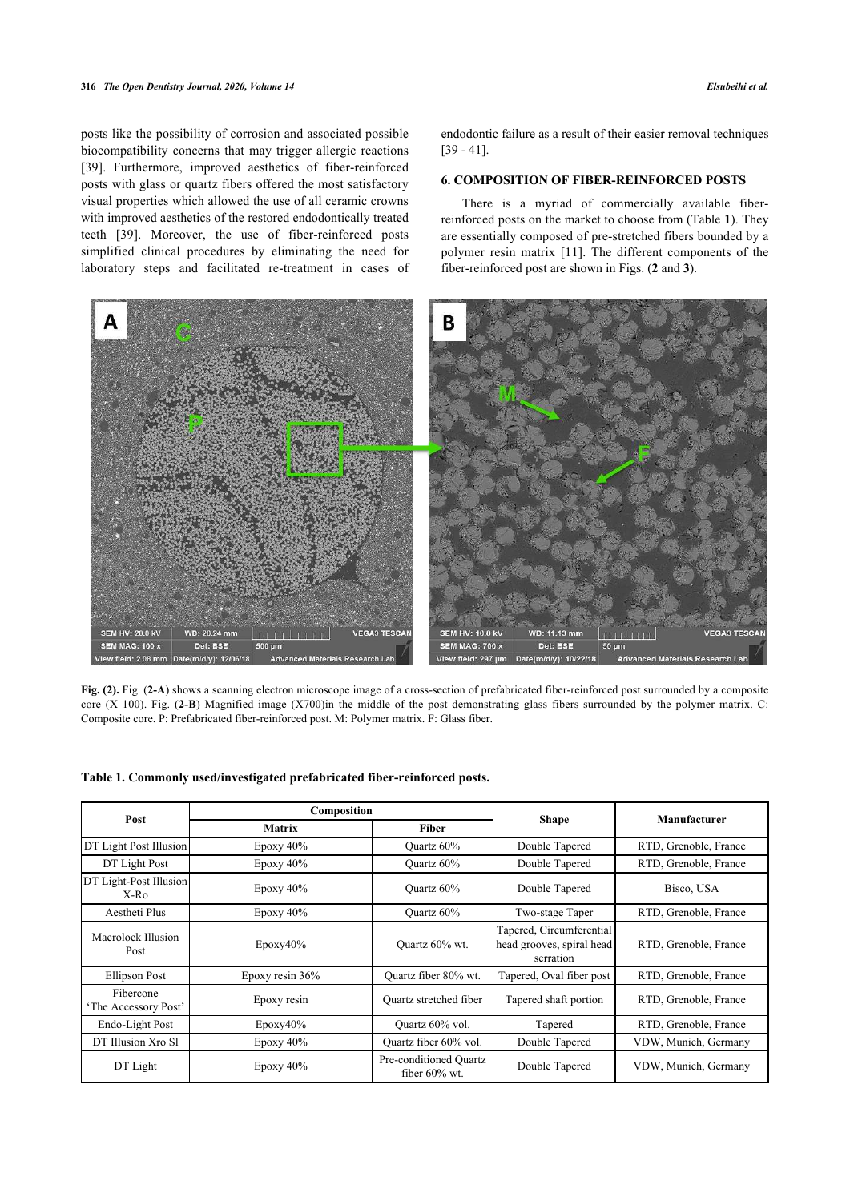posts like the possibility of corrosion and associated possible biocompatibility concerns that may trigger allergic reactions [39]. Furthermore, improved aesthetics of fiber-reinforced posts with glass or quartz fibers offered the most satisfactory visual properties which allowed the use of all ceramic crowns with improved aesthetics of the restored endodontically treated teeth [39]. Moreover, the use of fiber-reinforced posts simplified clinical procedures by eliminating the need for laboratory steps and facilitated re-treatment in cases of endodontic failure as a result of their easier removal techniques [39 - 41].

## 6. COMPOSITION OF FIBER-REINFORCED POSTS

There is a myriad of commercially available fiber-reinforced posts on the market to choose from (Table **1**). They are essentially composed of pre-stretched fibers bounded by a polymer resin matrix [11]. The different components of the fiber-reinforced post are shown in Figs. (**2** and **3**).

**Fig. (2).** Fig. (**2-A**) shows a scanning electron microscope image of a cross-section of prefabricated fiber-reinforced post surrounded by a composite core (X 100). Fig. (**2-B**) Magnified image (X700)in the middle of the post demonstrating glass fibers surrounded by the polymer matrix. C: Composite core. P: Prefabricated fiber-reinforced post. M: Polymer matrix. F: Glass fiber.

**Table 1. Commonly used/investigated prefabricated fiber-reinforced posts.**

| Post | Composition | | Shape | Manufacturer |
|---|---|---|---|---|
| | Matrix | Fiber | | |
| DT Light Post Illusion | Epoxy 40% | Quartz 60% | Double Tapered | RTD, Grenoble, France |
| DT Light Post | Epoxy 40% | Quartz 60% | Double Tapered | RTD, Grenoble, France |
| DT Light-Post Illusion X-Ro | Epoxy 40% | Quartz 60% | Double Tapered | Bisco, USA |
| Aestheti Plus | Epoxy 40% | Quartz 60% | Two-stage Taper | RTD, Grenoble, France |
| Macrolock Illusion Post | Epoxy40% | Quartz 60% wt. | Tapered, Circumferential head grooves, spiral head serration | RTD, Grenoble, France |
| Ellipson Post | Epoxy resin 36% | Quartz fiber 80% wt. | Tapered, Oval fiber post | RTD, Grenoble, France |
| Fibercone 'The Accessory Post' | Epoxy resin | Quartz stretched fiber | Tapered shaft portion | RTD, Grenoble, France |
| Endo-Light Post | Epoxy40% | Quartz 60% vol. | Tapered | RTD, Grenoble, France |
| DT Illusion Xro Sl | Epoxy 40% | Quartz fiber 60% vol. | Double Tapered | VDW, Munich, Germany |
| DT Light | Epoxy 40% | Pre-conditioned Quartz fiber 60% wt. | Double Tapered | VDW, Munich, Germany |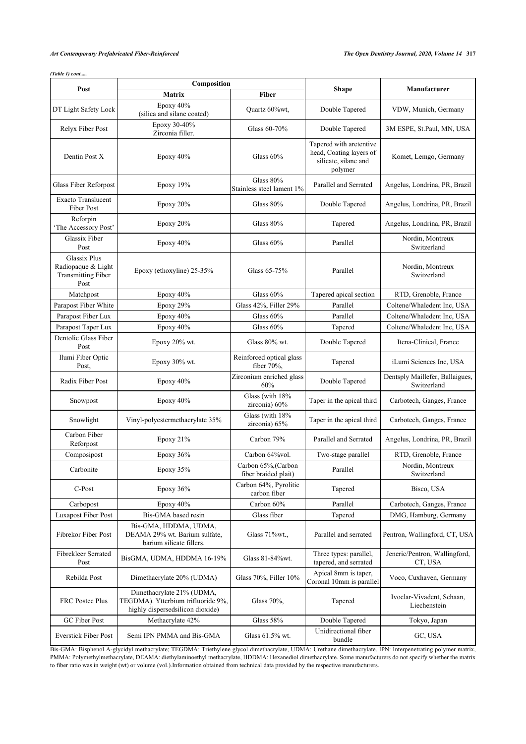*(Table 1) cont.....*

| Post | Composition | | Shape | Manufacturer |
|---|---|---|---|---|
| | Matrix | Fiber | | |
| DT Light Safety Lock | Epoxy 40% (silica and silane coated) | Quartz 60%wt, | Double Tapered | VDW, Munich, Germany |
| Relyx Fiber Post | Epoxy 30-40% Zirconia filler. | Glass 60-70% | Double Tapered | 3M ESPE, St.Paul, MN, USA |
| Dentin Post X | Epoxy 40% | Glass 60% | Tapered with aretentive head, Coating layers of silicate, silane and polymer | Komet, Lemgo, Germany |
| Glass Fiber Reforpost | Epoxy 19% | Glass 80% Stainless steel lament 1% | Parallel and Serrated | Angelus, Londrina, PR, Brazil |
| Exacto Translucent Fiber Post | Epoxy 20% | Glass 80% | Double Tapered | Angelus, Londrina, PR, Brazil |
| Reforpin 'The Accessory Post' | Epoxy 20% | Glass 80% | Tapered | Angelus, Londrina, PR, Brazil |
| Glassix Fiber Post | Epoxy 40% | Glass 60% | Parallel | Nordin, Montreux Switzerland |
| Glassix Plus Radiopaque & Light Transmitting Fiber Post | Epoxy (ethoxyline) 25-35% | Glass 65-75% | Parallel | Nordin, Montreux Switzerland |
| Matchpost | Epoxy 40% | Glass 60% | Tapered apical section | RTD, Grenoble, France |
| Parapost Fiber White | Epoxy 29% | Glass 42%, Filler 29% | Parallel | Coltene/Whaledent Inc, USA |
| Parapost Fiber Lux | Epoxy 40% | Glass 60% | Parallel | Coltene/Whaledent Inc, USA |
| Parapost Taper Lux | Epoxy 40% | Glass 60% | Tapered | Coltene/Whaledent Inc, USA |
| Dentolic Glass Fiber Post | Epoxy 20% wt. | Glass 80% wt. | Double Tapered | Itena-Clinical, France |
| Ilumi Fiber Optic Post, | Epoxy 30% wt. | Reinforced optical glass fiber 70%, | Tapered | iLumi Sciences Inc, USA |
| Radix Fiber Post | Epoxy 40% | Zirconium enriched glass 60% | Double Tapered | Dentsply Maillefer, Ballaigues, Switzerland |
| Snowpost | Epoxy 40% | Glass (with 18% zirconia) 60% | Taper in the apical third | Carbotech, Ganges, France |
| Snowlight | Vinyl-polyestermethacrylate 35% | Glass (with 18% zirconia) 65% | Taper in the apical third | Carbotech, Ganges, France |
| Carbon Fiber Reforpost | Epoxy 21% | Carbon 79% | Parallel and Serrated | Angelus, Londrina, PR, Brazil |
| Composipost | Epoxy 36% | Carbon 64%vol. | Two-stage parallel | RTD, Grenoble, France |
| Carbonite | Epoxy 35% | Carbon 65%,(Carbon fiber braided plait) | Parallel | Nordin, Montreux Switzerland |
| C-Post | Epoxy 36% | Carbon 64%, Pyrolitic carbon fiber | Tapered | Bisco, USA |
| Carbopost | Epoxy 40% | Carbon 60% | Parallel | Carbotech, Ganges, France |
| Luxapost Fiber Post | Bis-GMA based resin | Glass fiber | Tapered | DMG, Hamburg, Germany |
| Fibrekor Fiber Post | Bis-GMA, HDDMA, UDMA, DEAMA 29% wt. Barium sulfate, barium silicate fillers. | Glass 71%wt., | Parallel and serrated | Pentron, Wallingford, CT, USA |
| Fibrekleer Serrated Post | BisGMA, UDMA, HDDMA 16-19% | Glass 81-84%wt. | Three types: parallel, tapered, and serrated | Jeneric/Pentron, Wallingford, CT, USA |
| Rebilda Post | Dimethacrylate 20% (UDMA) | Glass 70%, Filler 10% | Apical 8mm is taper, Coronal 10mm is parallel | Voco, Cuxhaven, Germany |
| FRC Postec Plus | Dimethacrylate 21% (UDMA, TEGDMA). Ytterbium trifluoride 9%, highly dispersedsilicon dioxide) | Glass 70%, | Tapered | Ivoclar-Vivadent, Schaan, Liechenstein |
| GC Fiber Post | Methacrylate 42% | Glass 58% | Double Tapered | Tokyo, Japan |
| Everstick Fiber Post | Semi IPN PMMA and Bis-GMA | Glass 61.5% wt. | Unidirectional fiber bundle | GC, USA |

Bis-GMA: Bisphenol A-glycidyl methacrylate; TEGDMA: Triethylene glycol dimethacrylate, UDMA: Urethane dimethacrylate. IPN: Interpenetrating polymer matrix, PMMA: Polymethylmethacrylate, DEAMA: diethylaminoethyl methacrylate, HDDMA: Hexanediol dimethacrylate. Some manufacturers do not specify whether the matrix to fiber ratio was in weight (wt) or volume (vol.).Information obtained from technical data provided by the respective manufacturers.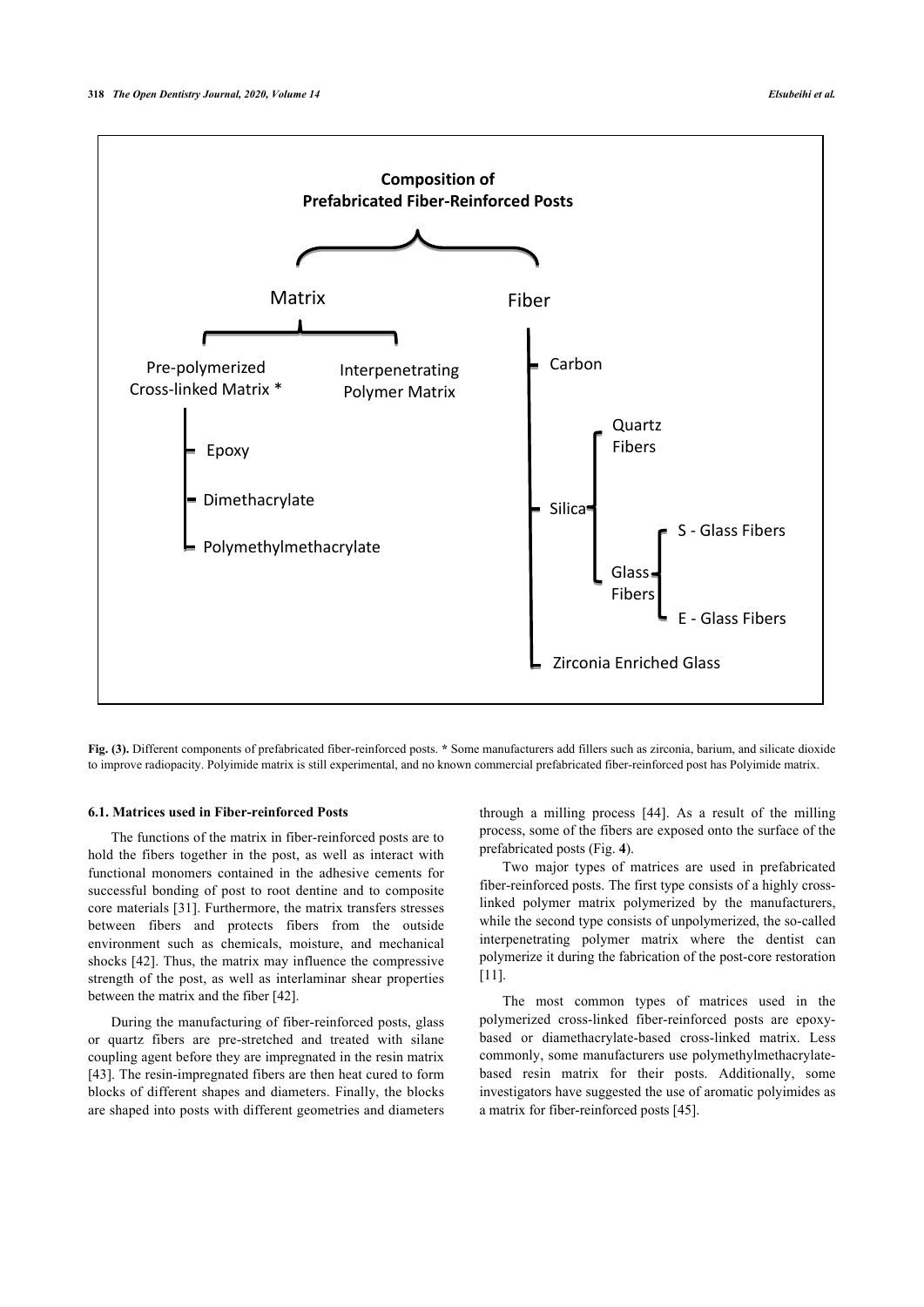**Composition of Prefabricated Fiber-Reinforced Posts**

- Matrix
  - Pre-polymerized Cross-linked Matrix *
    - Epoxy
    - Dimethacrylate
    - Polymethylmethacrylate
  - Interpenetrating Polymer Matrix
- Fiber
  - Carbon
  - Silica
    - Quartz Fibers
    - Glass Fibers
      - S - Glass Fibers
      - E - Glass Fibers
  - Zirconia Enriched Glass

**Fig. (3).** Different components of prefabricated fiber-reinforced posts. * Some manufacturers add fillers such as zirconia, barium, and silicate dioxide to improve radiopacity. Polyimide matrix is still experimental, and no known commercial prefabricated fiber-reinforced post has Polyimide matrix.

### 6.1. Matrices used in Fiber-reinforced Posts

The functions of the matrix in fiber-reinforced posts are to hold the fibers together in the post, as well as interact with functional monomers contained in the adhesive cements for successful bonding of post to root dentine and to composite core materials [31]. Furthermore, the matrix transfers stresses between fibers and protects fibers from the outside environment such as chemicals, moisture, and mechanical shocks [42]. Thus, the matrix may influence the compressive strength of the post, as well as interlaminar shear properties between the matrix and the fiber [42].

During the manufacturing of fiber-reinforced posts, glass or quartz fibers are pre-stretched and treated with silane coupling agent before they are impregnated in the resin matrix [43]. The resin-impregnated fibers are then heat cured to form blocks of different shapes and diameters. Finally, the blocks are shaped into posts with different geometries and diameters through a milling process [44]. As a result of the milling process, some of the fibers are exposed onto the surface of the prefabricated posts (Fig. **4**).

Two major types of matrices are used in prefabricated fiber-reinforced posts. The first type consists of a highly cross-linked polymer matrix polymerized by the manufacturers, while the second type consists of unpolymerized, the so-called interpenetrating polymer matrix where the dentist can polymerize it during the fabrication of the post-core restoration [11].

The most common types of matrices used in the polymerized cross-linked fiber-reinforced posts are epoxy-based or diamethacrylate-based cross-linked matrix. Less commonly, some manufacturers use polymethylmethacrylate-based resin matrix for their posts. Additionally, some investigators have suggested the use of aromatic polyimides as a matrix for fiber-reinforced posts [45].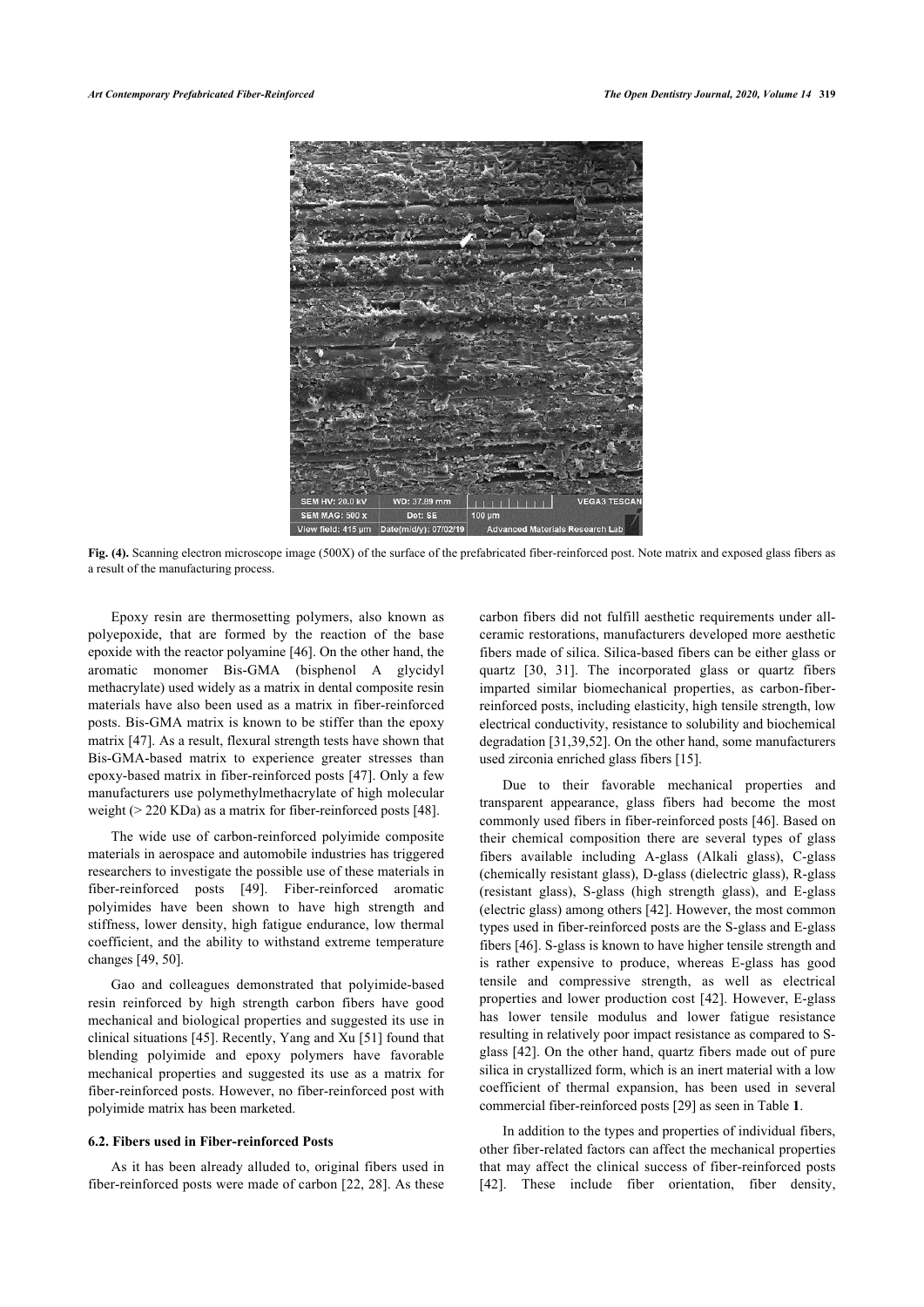Fig. (4). Scanning electron microscope image (500X) of the surface of the prefabricated fiber-reinforced post. Note matrix and exposed glass fibers as a result of the manufacturing process.

Epoxy resin are thermosetting polymers, also known as polyepoxide, that are formed by the reaction of the base epoxide with the reactor polyamine [46]. On the other hand, the aromatic monomer Bis-GMA (bisphenol A glycidyl methacrylate) used widely as a matrix in dental composite resin materials have also been used as a matrix in fiber-reinforced posts. Bis-GMA matrix is known to be stiffer than the epoxy matrix [47]. As a result, flexural strength tests have shown that Bis-GMA-based matrix to experience greater stresses than epoxy-based matrix in fiber-reinforced posts [47]. Only a few manufacturers use polymethylmethacrylate of high molecular weight (> 220 KDa) as a matrix for fiber-reinforced posts [48].

The wide use of carbon-reinforced polyimide composite materials in aerospace and automobile industries has triggered researchers to investigate the possible use of these materials in fiber-reinforced posts [49]. Fiber-reinforced aromatic polyimides have been shown to have high strength and stiffness, lower density, high fatigue endurance, low thermal coefficient, and the ability to withstand extreme temperature changes [49, 50].

Gao and colleagues demonstrated that polyimide-based resin reinforced by high strength carbon fibers have good mechanical and biological properties and suggested its use in clinical situations [45]. Recently, Yang and Xu [51] found that blending polyimide and epoxy polymers have favorable mechanical properties and suggested its use as a matrix for fiber-reinforced posts. However, no fiber-reinforced post with polyimide matrix has been marketed.

### 6.2. Fibers used in Fiber-reinforced Posts

As it has been already alluded to, original fibers used in fiber-reinforced posts were made of carbon [22, 28]. As these carbon fibers did not fulfill aesthetic requirements under all-ceramic restorations, manufacturers developed more aesthetic fibers made of silica. Silica-based fibers can be either glass or quartz [30, 31]. The incorporated glass or quartz fibers imparted similar biomechanical properties, as carbon-fiber-reinforced posts, including elasticity, high tensile strength, low electrical conductivity, resistance to solubility and biochemical degradation [31,39,52]. On the other hand, some manufacturers used zirconia enriched glass fibers [15].

Due to their favorable mechanical properties and transparent appearance, glass fibers had become the most commonly used fibers in fiber-reinforced posts [46]. Based on their chemical composition there are several types of glass fibers available including A-glass (Alkali glass), C-glass (chemically resistant glass), D-glass (dielectric glass), R-glass (resistant glass), S-glass (high strength glass), and E-glass (electric glass) among others [42]. However, the most common types used in fiber-reinforced posts are the S-glass and E-glass fibers [46]. S-glass is known to have higher tensile strength and is rather expensive to produce, whereas E-glass has good tensile and compressive strength, as well as electrical properties and lower production cost [42]. However, E-glass has lower tensile modulus and lower fatigue resistance resulting in relatively poor impact resistance as compared to S-glass [42]. On the other hand, quartz fibers made out of pure silica in crystallized form, which is an inert material with a low coefficient of thermal expansion, has been used in several commercial fiber-reinforced posts [29] as seen in Table **1**.

In addition to the types and properties of individual fibers, other fiber-related factors can affect the mechanical properties that may affect the clinical success of fiber-reinforced posts [42]. These include fiber orientation, fiber density,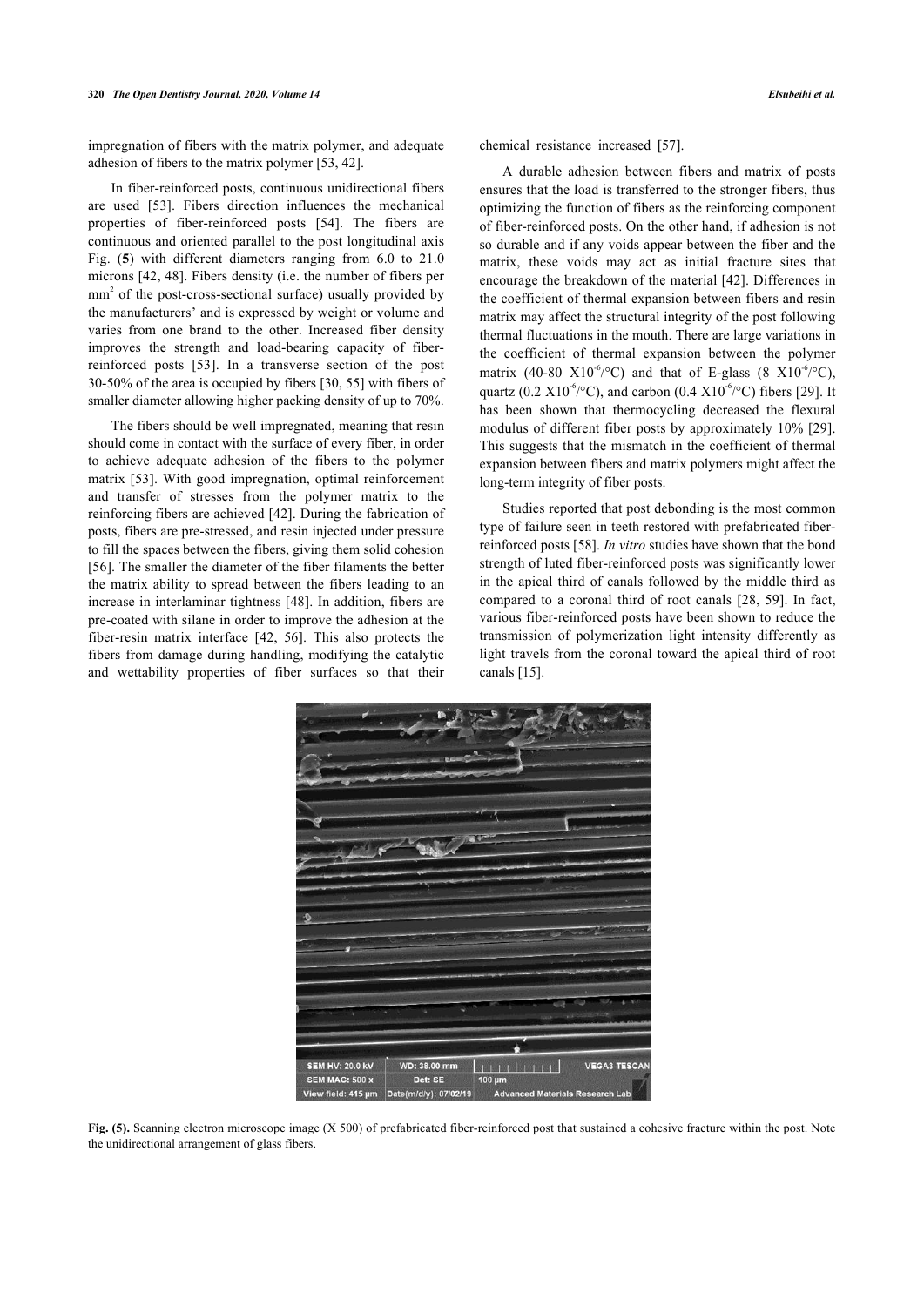impregnation of fibers with the matrix polymer, and adequate adhesion of fibers to the matrix polymer [53, 42].

In fiber-reinforced posts, continuous unidirectional fibers are used [53]. Fibers direction influences the mechanical properties of fiber-reinforced posts [54]. The fibers are continuous and oriented parallel to the post longitudinal axis Fig. (**5**) with different diameters ranging from 6.0 to 21.0 microns [42, 48]. Fibers density (i.e. the number of fibers per $mm^2$ of the post-cross-sectional surface) usually provided by the manufacturers' and is expressed by weight or volume and varies from one brand to the other. Increased fiber density improves the strength and load-bearing capacity of fiber-reinforced posts [53]. In a transverse section of the post 30-50% of the area is occupied by fibers [30, 55] with fibers of smaller diameter allowing higher packing density of up to 70%.

The fibers should be well impregnated, meaning that resin should come in contact with the surface of every fiber, in order to achieve adequate adhesion of the fibers to the polymer matrix [53]. With good impregnation, optimal reinforcement and transfer of stresses from the polymer matrix to the reinforcing fibers are achieved [42]. During the fabrication of posts, fibers are pre-stressed, and resin injected under pressure to fill the spaces between the fibers, giving them solid cohesion [56]. The smaller the diameter of the fiber filaments the better the matrix ability to spread between the fibers leading to an increase in interlaminar tightness [48]. In addition, fibers are pre-coated with silane in order to improve the adhesion at the fiber-resin matrix interface [42, 56]. This also protects the fibers from damage during handling, modifying the catalytic and wettability properties of fiber surfaces so that their chemical resistance increased [57].

A durable adhesion between fibers and matrix of posts ensures that the load is transferred to the stronger fibers, thus optimizing the function of fibers as the reinforcing component of fiber-reinforced posts. On the other hand, if adhesion is not so durable and if any voids appear between the fiber and the matrix, these voids may act as initial fracture sites that encourage the breakdown of the material [42]. Differences in the coefficient of thermal expansion between fibers and resin matrix may affect the structural integrity of the post following thermal fluctuations in the mouth. There are large variations in the coefficient of thermal expansion between the polymer matrix (40-80 $X10^{-6}$/°C) and that of E-glass (8 $X10^{-6}$/°C), quartz (0.2 $X10^{-6}$/°C), and carbon (0.4 $X10^{-6}$/°C) fibers [29]. It has been shown that thermocycling decreased the flexural modulus of different fiber posts by approximately 10% [29]. This suggests that the mismatch in the coefficient of thermal expansion between fibers and matrix polymers might affect the long-term integrity of fiber posts.

Studies reported that post debonding is the most common type of failure seen in teeth restored with prefabricated fiber-reinforced posts [58]. *In vitro* studies have shown that the bond strength of luted fiber-reinforced posts was significantly lower in the apical third of canals followed by the middle third as compared to a coronal third of root canals [28, 59]. In fact, various fiber-reinforced posts have been shown to reduce the transmission of polymerization light intensity differently as light travels from the coronal toward the apical third of root canals [15].

**Fig. (5).** Scanning electron microscope image (X 500) of prefabricated fiber-reinforced post that sustained a cohesive fracture within the post. Note the unidirectional arrangement of glass fibers.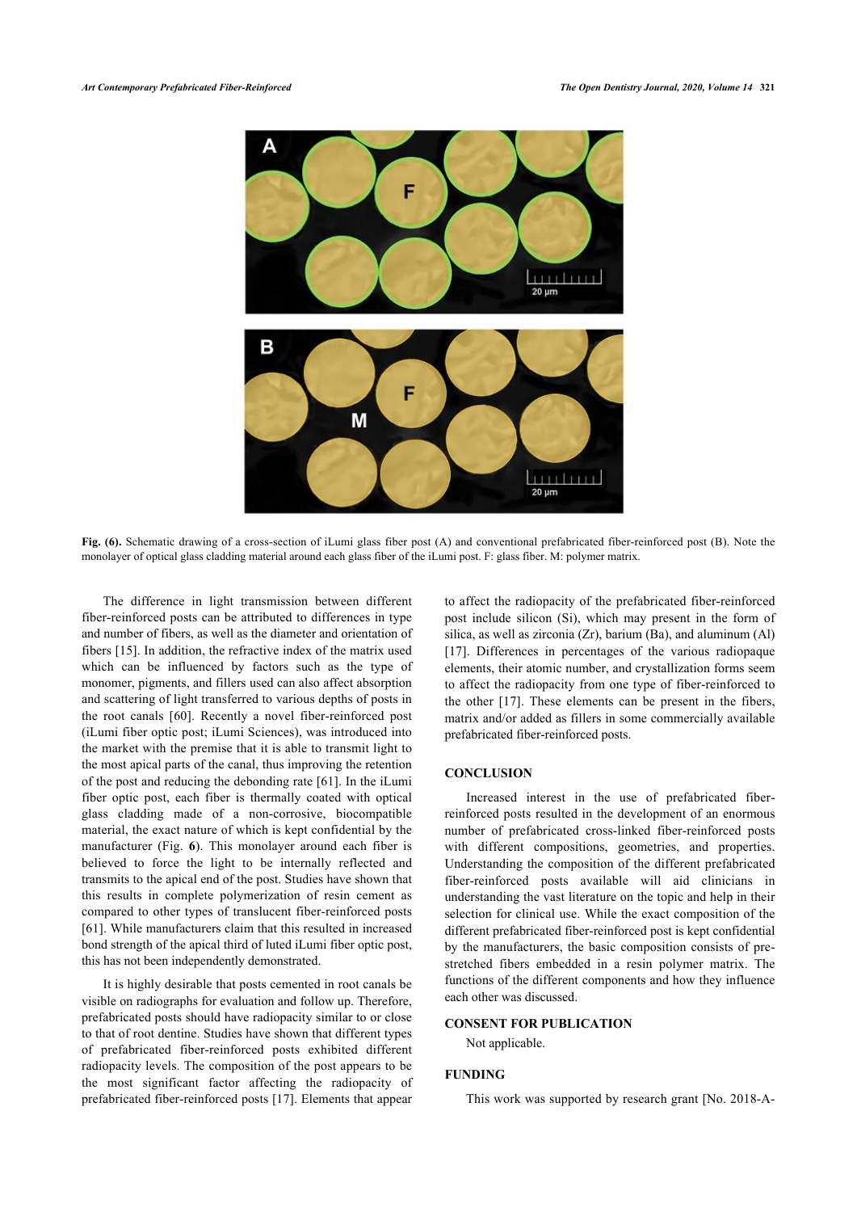**Fig. (6).** Schematic drawing of a cross-section of iLumi glass fiber post (A) and conventional prefabricated fiber-reinforced post (B). Note the monolayer of optical glass cladding material around each glass fiber of the iLumi post. F: glass fiber. M: polymer matrix.

The difference in light transmission between different fiber-reinforced posts can be attributed to differences in type and number of fibers, as well as the diameter and orientation of fibers [15]. In addition, the refractive index of the matrix used which can be influenced by factors such as the type of monomer, pigments, and fillers used can also affect absorption and scattering of light transferred to various depths of posts in the root canals [60]. Recently a novel fiber-reinforced post (iLumi fiber optic post; iLumi Sciences), was introduced into the market with the premise that it is able to transmit light to the most apical parts of the canal, thus improving the retention of the post and reducing the debonding rate [61]. In the iLumi fiber optic post, each fiber is thermally coated with optical glass cladding made of a non-corrosive, biocompatible material, the exact nature of which is kept confidential by the manufacturer (Fig. **6**). This monolayer around each fiber is believed to force the light to be internally reflected and transmits to the apical end of the post. Studies have shown that this results in complete polymerization of resin cement as compared to other types of translucent fiber-reinforced posts [61]. While manufacturers claim that this resulted in increased bond strength of the apical third of luted iLumi fiber optic post, this has not been independently demonstrated.

It is highly desirable that posts cemented in root canals be visible on radiographs for evaluation and follow up. Therefore, prefabricated posts should have radiopacity similar to or close to that of root dentine. Studies have shown that different types of prefabricated fiber-reinforced posts exhibited different radiopacity levels. The composition of the post appears to be the most significant factor affecting the radiopacity of prefabricated fiber-reinforced posts [17]. Elements that appear to affect the radiopacity of the prefabricated fiber-reinforced post include silicon (Si), which may present in the form of silica, as well as zirconia (Zr), barium (Ba), and aluminum (Al) [17]. Differences in percentages of the various radiopaque elements, their atomic number, and crystallization forms seem to affect the radiopacity from one type of fiber-reinforced to the other [17]. These elements can be present in the fibers, matrix and/or added as fillers in some commercially available prefabricated fiber-reinforced posts.

## CONCLUSION

Increased interest in the use of prefabricated fiber-reinforced posts resulted in the development of an enormous number of prefabricated cross-linked fiber-reinforced posts with different compositions, geometries, and properties. Understanding the composition of the different prefabricated fiber-reinforced posts available will aid clinicians in understanding the vast literature on the topic and help in their selection for clinical use. While the exact composition of the different prefabricated fiber-reinforced post is kept confidential by the manufacturers, the basic composition consists of pre-stretched fibers embedded in a resin polymer matrix. The functions of the different components and how they influence each other was discussed.

## CONSENT FOR PUBLICATION

Not applicable.

## FUNDING

This work was supported by research grant [No. 2018-A-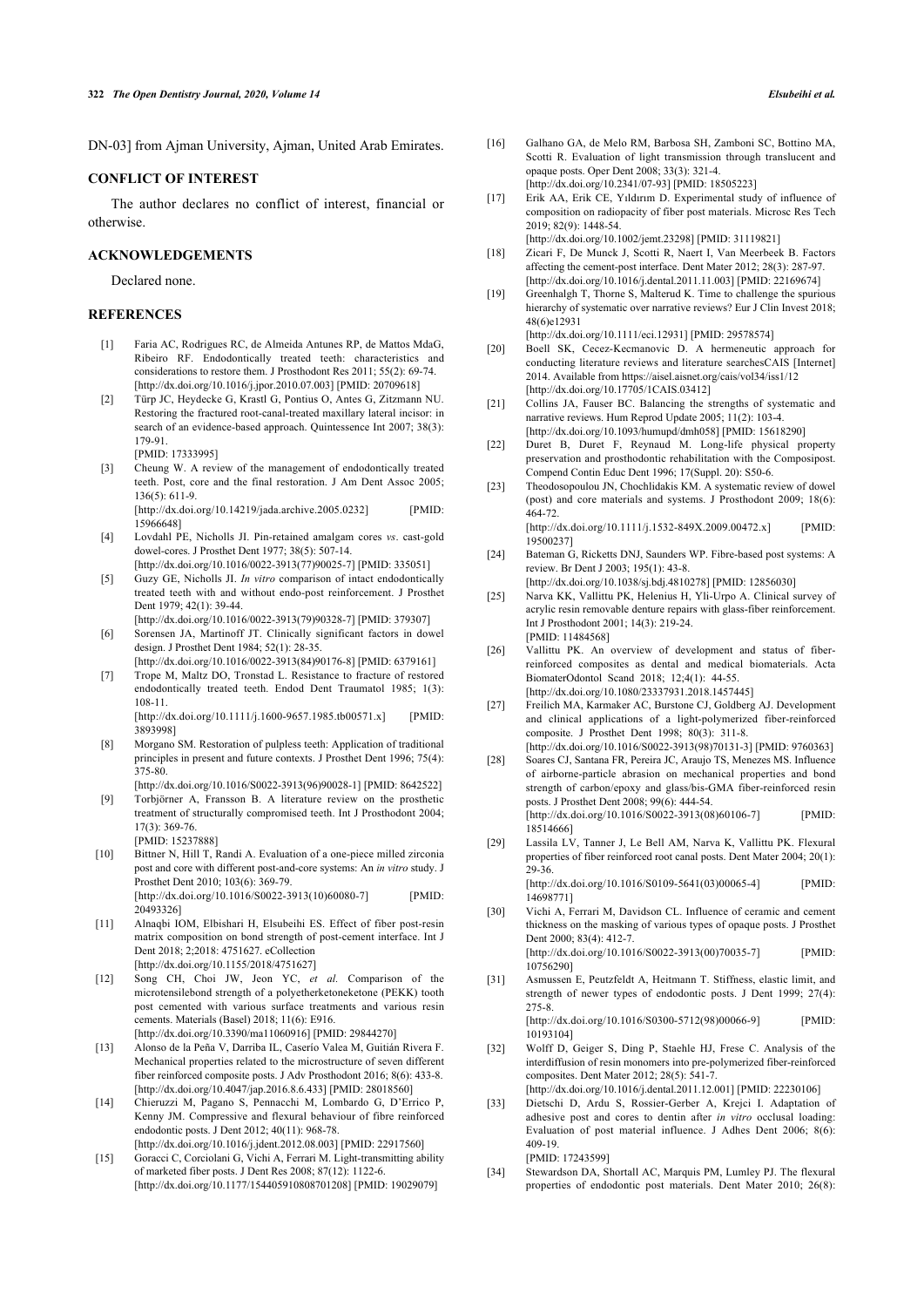DN-03] from Ajman University, Ajman, United Arab Emirates.

## CONFLICT OF INTEREST

The author declares no conflict of interest, financial or otherwise.

## ACKNOWLEDGEMENTS

Declared none.

## REFERENCES

[1] Faria AC, Rodrigues RC, de Almeida Antunes RP, de Mattos MdaG, Ribeiro RF. Endodontically treated teeth: characteristics and considerations to restore them. J Prosthodont Res 2011; 55(2): 69-74. [http://dx.doi.org/10.1016/j.jpor.2010.07.003] [PMID: 20709618]

[2] Türp JC, Heydecke G, Krastl G, Pontius O, Antes G, Zitzmann NU. Restoring the fractured root-canal-treated maxillary lateral incisor: in search of an evidence-based approach. Quintessence Int 2007; 38(3): 179-91. [PMID: 17333995]

[3] Cheung W. A review of the management of endodontically treated teeth. Post, core and the final restoration. J Am Dent Assoc 2005; 136(5): 611-9. [http://dx.doi.org/10.14219/jada.archive.2005.0232] [PMID: 15966648]

[4] Lovdahl PE, Nicholls JI. Pin-retained amalgam cores *vs*. cast-gold dowel-cores. J Prosthet Dent 1977; 38(5): 507-14. [http://dx.doi.org/10.1016/0022-3913(77)90025-7] [PMID: 335051]

[5] Guzy GE, Nicholls JI. *In vitro* comparison of intact endodontically treated teeth with and without endo-post reinforcement. J Prosthet Dent 1979; 42(1): 39-44. [http://dx.doi.org/10.1016/0022-3913(79)90328-7] [PMID: 379307]

[6] Sorensen JA, Martinoff JT. Clinically significant factors in dowel design. J Prosthet Dent 1984; 52(1): 28-35. [http://dx.doi.org/10.1016/0022-3913(84)90176-8] [PMID: 6379161]

[7] Trope M, Maltz DO, Tronstad L. Resistance to fracture of restored endodontically treated teeth. Endod Dent Traumatol 1985; 1(3): 108-11. [http://dx.doi.org/10.1111/j.1600-9657.1985.tb00571.x] [PMID: 3893998]

[8] Morgano SM. Restoration of pulpless teeth: Application of traditional principles in present and future contexts. J Prosthet Dent 1996; 75(4): 375-80. [http://dx.doi.org/10.1016/S0022-3913(96)90028-1] [PMID: 8642522]

[9] Torbjörner A, Fransson B. A literature review on the prosthetic treatment of structurally compromised teeth. Int J Prosthodont 2004; 17(3): 369-76. [PMID: 15237888]

[10] Bittner N, Hill T, Randi A. Evaluation of a one-piece milled zirconia post and core with different post-and-core systems: An *in vitro* study. J Prosthet Dent 2010; 103(6): 369-79. [http://dx.doi.org/10.1016/S0022-3913(10)60080-7] [PMID: 20493326]

[11] Alnaqbi IOM, Elbishari H, Elsubeihi ES. Effect of fiber post-resin matrix composition on bond strength of post-cement interface. Int J Dent 2018; 2;2018: 4751627. eCollection [http://dx.doi.org/10.1155/2018/4751627]

[12] Song CH, Choi JW, Jeon YC, *et al.* Comparison of the microtensilebond strength of a polyetherketoneketone (PEKK) tooth post cemented with various surface treatments and various resin cements. Materials (Basel) 2018; 11(6): E916. [http://dx.doi.org/10.3390/ma11060916] [PMID: 29844270]

[13] Alonso de la Peña V, Darriba IL, Caserío Valea M, Guitián Rivera F. Mechanical properties related to the microstructure of seven different fiber reinforced composite posts. J Adv Prosthodont 2016; 8(6): 433-8. [http://dx.doi.org/10.4047/jap.2016.8.6.433] [PMID: 28018560]

[14] Chieruzzi M, Pagano S, Pennacchi M, Lombardo G, D'Errico P, Kenny JM. Compressive and flexural behaviour of fibre reinforced endodontic posts. J Dent 2012; 40(11): 968-78. [http://dx.doi.org/10.1016/j.jdent.2012.08.003] [PMID: 22917560]

[15] Goracci C, Corciolani G, Vichi A, Ferrari M. Light-transmitting ability of marketed fiber posts. J Dent Res 2008; 87(12): 1122-6. [http://dx.doi.org/10.1177/154405910808701208] [PMID: 19029079]

[16] Galhano GA, de Melo RM, Barbosa SH, Zamboni SC, Bottino MA, Scotti R. Evaluation of light transmission through translucent and opaque posts. Oper Dent 2008; 33(3): 321-4. [http://dx.doi.org/10.2341/07-93] [PMID: 18505223]

[17] Erik AA, Erik CE, Yıldırım D. Experimental study of influence of composition on radiopacity of fiber post materials. Microsc Res Tech 2019; 82(9): 1448-54. [http://dx.doi.org/10.1002/jemt.23298] [PMID: 31119821]

[18] Zicari F, De Munck J, Scotti R, Naert I, Van Meerbeek B. Factors affecting the cement-post interface. Dent Mater 2012; 28(3): 287-97. [http://dx.doi.org/10.1016/j.dental.2011.11.003] [PMID: 22169674]

[19] Greenhalgh T, Thorne S, Malterud K. Time to challenge the spurious hierarchy of systematic over narrative reviews? Eur J Clin Invest 2018; 48(6)e12931 [http://dx.doi.org/10.1111/eci.12931] [PMID: 29578574]

[20] Boell SK, Cecez-Kecmanovic D. A hermeneutic approach for conducting literature reviews and literature searchesCAIS [Internet] 2014. Available from https://aisel.aisnet.org/cais/vol34/iss1/12 [http://dx.doi.org/10.17705/1CAIS.03412]

[21] Collins JA, Fauser BC. Balancing the strengths of systematic and narrative reviews. Hum Reprod Update 2005; 11(2): 103-4. [http://dx.doi.org/10.1093/humupd/dmh058] [PMID: 15618290]

[22] Duret B, Duret F, Reynaud M. Long-life physical property preservation and prosthodontic rehabilitation with the Composipost. Compend Contin Educ Dent 1996; 17(Suppl. 20): S50-6.

[23] Theodosopoulou JN, Chochlidakis KM. A systematic review of dowel (post) and core materials and systems. J Prosthodont 2009; 18(6): 464-72. [http://dx.doi.org/10.1111/j.1532-849X.2009.00472.x] [PMID: 19500237]

[24] Bateman G, Ricketts DNJ, Saunders WP. Fibre-based post systems: A review. Br Dent J 2003; 195(1): 43-8. [http://dx.doi.org/10.1038/sj.bdj.4810278] [PMID: 12856030]

[25] Narva KK, Vallittu PK, Helenius H, Yli-Urpo A. Clinical survey of acrylic resin removable denture repairs with glass-fiber reinforcement. Int J Prosthodont 2001; 14(3): 219-24. [PMID: 11484568]

[26] Vallittu PK. An overview of development and status of fiber-reinforced composites as dental and medical biomaterials. Acta BiomaterOdontol Scand 2018; 12;4(1): 44-55. [http://dx.doi.org/10.1080/23337931.2018.1457445]

[27] Freilich MA, Karmaker AC, Burstone CJ, Goldberg AJ. Development and clinical applications of a light-polymerized fiber-reinforced composite. J Prosthet Dent 1998; 80(3): 311-8. [http://dx.doi.org/10.1016/S0022-3913(98)70131-3] [PMID: 9760363]

[28] Soares CJ, Santana FR, Pereira JC, Araujo TS, Menezes MS. Influence of airborne-particle abrasion on mechanical properties and bond strength of carbon/epoxy and glass/bis-GMA fiber-reinforced resin posts. J Prosthet Dent 2008; 99(6): 444-54. [http://dx.doi.org/10.1016/S0022-3913(08)60106-7] [PMID: 18514666]

[29] Lassila LV, Tanner J, Le Bell AM, Narva K, Vallittu PK. Flexural properties of fiber reinforced root canal posts. Dent Mater 2004; 20(1): 29-36. [http://dx.doi.org/10.1016/S0109-5641(03)00065-4] [PMID: 14698771]

[30] Vichi A, Ferrari M, Davidson CL. Influence of ceramic and cement thickness on the masking of various types of opaque posts. J Prosthet Dent 2000; 83(4): 412-7. [http://dx.doi.org/10.1016/S0022-3913(00)70035-7] [PMID: 10756290]

[31] Asmussen E, Peutzfeldt A, Heitmann T. Stiffness, elastic limit, and strength of newer types of endodontic posts. J Dent 1999; 27(4): 275-8. [http://dx.doi.org/10.1016/S0300-5712(98)00066-9] [PMID: 10193104]

[32] Wolff D, Geiger S, Ding P, Staehle HJ, Frese C. Analysis of the interdiffusion of resin monomers into pre-polymerized fiber-reinforced composites. Dent Mater 2012; 28(5): 541-7. [http://dx.doi.org/10.1016/j.dental.2011.12.001] [PMID: 22230106]

[33] Dietschi D, Ardu S, Rossier-Gerber A, Krejci I. Adaptation of adhesive post and cores to dentin after *in vitro* occlusal loading: Evaluation of post material influence. J Adhes Dent 2006; 8(6): 409-19. [PMID: 17243599]

[34] Stewardson DA, Shortall AC, Marquis PM, Lumley PJ. The flexural properties of endodontic post materials. Dent Mater 2010; 26(8):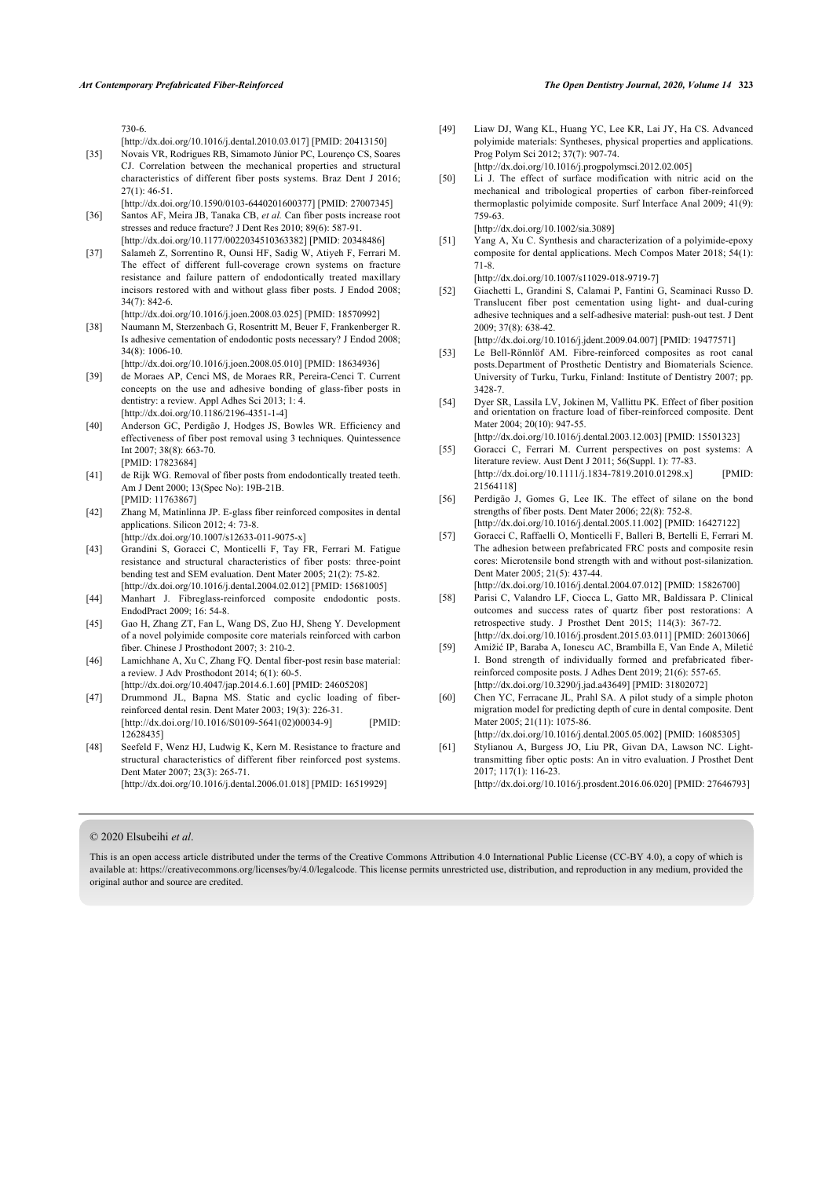730-6.
[http://dx.doi.org/10.1016/j.dental.2010.03.017] [PMID: 20413150]

[35] Novais VR, Rodrigues RB, Simamoto Júnior PC, Lourenço CS, Soares CJ. Correlation between the mechanical properties and structural characteristics of different fiber posts systems. Braz Dent J 2016; 27(1): 46-51.
[http://dx.doi.org/10.1590/0103-6440201600377] [PMID: 27007345]

[36] Santos AF, Meira JB, Tanaka CB, *et al.* Can fiber posts increase root stresses and reduce fracture? J Dent Res 2010; 89(6): 587-91.
[http://dx.doi.org/10.1177/0022034510363382] [PMID: 20348486]

[37] Salameh Z, Sorrentino R, Ounsi HF, Sadig W, Atiyeh F, Ferrari M. The effect of different full-coverage crown systems on fracture resistance and failure pattern of endodontically treated maxillary incisors restored with and without glass fiber posts. J Endod 2008; 34(7): 842-6.
[http://dx.doi.org/10.1016/j.joen.2008.03.025] [PMID: 18570992]

[38] Naumann M, Sterzenbach G, Rosentritt M, Beuer F, Frankenberger R. Is adhesive cementation of endodontic posts necessary? J Endod 2008; 34(8): 1006-10.
[http://dx.doi.org/10.1016/j.joen.2008.05.010] [PMID: 18634936]

[39] de Moraes AP, Cenci MS, de Moraes RR, Pereira-Cenci T. Current concepts on the use and adhesive bonding of glass-fiber posts in dentistry: a review. Appl Adhes Sci 2013; 1: 4.
[http://dx.doi.org/10.1186/2196-4351-1-4]

[40] Anderson GC, Perdigão J, Hodges JS, Bowles WR. Efficiency and effectiveness of fiber post removal using 3 techniques. Quintessence Int 2007; 38(8): 663-70.
[PMID: 17823684]

[41] de Rijk WG. Removal of fiber posts from endodontically treated teeth. Am J Dent 2000; 13(Spec No): 19B-21B.
[PMID: 11763867]

[42] Zhang M, Matinlinna JP. E-glass fiber reinforced composites in dental applications. Silicon 2012; 4: 73-8.
[http://dx.doi.org/10.1007/s12633-011-9075-x]

[43] Grandini S, Goracci C, Monticelli F, Tay FR, Ferrari M. Fatigue resistance and structural characteristics of fiber posts: three-point bending test and SEM evaluation. Dent Mater 2005; 21(2): 75-82.
[http://dx.doi.org/10.1016/j.dental.2004.02.012] [PMID: 15681005]

[44] Manhart J. Fibreglass-reinforced composite endodontic posts. EndodPract 2009; 16: 54-8.

[45] Gao H, Zhang ZT, Fan L, Wang DS, Zuo HJ, Sheng Y. Development of a novel polyimide composite core materials reinforced with carbon fiber. Chinese J Prosthodont 2007; 3: 210-2.

[46] Lamichhane A, Xu C, Zhang FQ. Dental fiber-post resin base material: a review. J Adv Prosthodont 2014; 6(1): 60-5.
[http://dx.doi.org/10.4047/jap.2014.6.1.60] [PMID: 24605208]

[47] Drummond JL, Bapna MS. Static and cyclic loading of fiber-reinforced dental resin. Dent Mater 2003; 19(3): 226-31.
[http://dx.doi.org/10.1016/S0109-5641(02)00034-9] [PMID: 12628435]

[48] Seefeld F, Wenz HJ, Ludwig K, Kern M. Resistance to fracture and structural characteristics of different fiber reinforced post systems. Dent Mater 2007; 23(3): 265-71.
[http://dx.doi.org/10.1016/j.dental.2006.01.018] [PMID: 16519929]

[49] Liaw DJ, Wang KL, Huang YC, Lee KR, Lai JY, Ha CS. Advanced polyimide materials: Syntheses, physical properties and applications. Prog Polym Sci 2012; 37(7): 907-74.
[http://dx.doi.org/10.1016/j.progpolymsci.2012.02.005]

[50] Li J. The effect of surface modification with nitric acid on the mechanical and tribological properties of carbon fiber-reinforced thermoplastic polyimide composite. Surf Interface Anal 2009; 41(9): 759-63.
[http://dx.doi.org/10.1002/sia.3089]

[51] Yang A, Xu C. Synthesis and characterization of a polyimide-epoxy composite for dental applications. Mech Compos Mater 2018; 54(1): 71-8.
[http://dx.doi.org/10.1007/s11029-018-9719-7]

[52] Giachetti L, Grandini S, Calamai P, Fantini G, Scaminaci Russo D. Translucent fiber post cementation using light- and dual-curing adhesive techniques and a self-adhesive material: push-out test. J Dent 2009; 37(8): 638-42.
[http://dx.doi.org/10.1016/j.jdent.2009.04.007] [PMID: 19477571]

[53] Le Bell-Rönnlöf AM. Fibre-reinforced composites as root canal posts.Department of Prosthetic Dentistry and Biomaterials Science. University of Turku, Turku, Finland: Institute of Dentistry 2007; pp. 3428-7.

[54] Dyer SR, Lassila LV, Jokinen M, Vallittu PK. Effect of fiber position and orientation on fracture load of fiber-reinforced composite. Dent Mater 2004; 20(10): 947-55.
[http://dx.doi.org/10.1016/j.dental.2003.12.003] [PMID: 15501323]

[55] Goracci C, Ferrari M. Current perspectives on post systems: A literature review. Aust Dent J 2011; 56(Suppl. 1): 77-83.
[http://dx.doi.org/10.1111/j.1834-7819.2010.01298.x] [PMID: 21564118]

[56] Perdigão J, Gomes G, Lee IK. The effect of silane on the bond strengths of fiber posts. Dent Mater 2006; 22(8): 752-8.
[http://dx.doi.org/10.1016/j.dental.2005.11.002] [PMID: 16427122]

[57] Goracci C, Raffaelli O, Monticelli F, Balleri B, Bertelli E, Ferrari M. The adhesion between prefabricated FRC posts and composite resin cores: Microtensile bond strength with and without post-silanization. Dent Mater 2005; 21(5): 437-44.
[http://dx.doi.org/10.1016/j.dental.2004.07.012] [PMID: 15826700]

[58] Parisi C, Valandro LF, Ciocca L, Gatto MR, Baldissara P. Clinical outcomes and success rates of quartz fiber post restorations: A retrospective study. J Prosthet Dent 2015; 114(3): 367-72.
[http://dx.doi.org/10.1016/j.prosdent.2015.03.011] [PMID: 26013066]

[59] Amižić IP, Baraba A, Ionescu AC, Brambilla E, Van Ende A, Miletić I. Bond strength of individually formed and prefabricated fiber-reinforced composite posts. J Adhes Dent 2019; 21(6): 557-65.
[http://dx.doi.org/10.3290/j.jad.a43649] [PMID: 31802072]

[60] Chen YC, Ferracane JL, Prahl SA. A pilot study of a simple photon migration model for predicting depth of cure in dental composite. Dent Mater 2005; 21(11): 1075-86.
[http://dx.doi.org/10.1016/j.dental.2005.05.002] [PMID: 16085305]

[61] Stylianou A, Burgess JO, Liu PR, Givan DA, Lawson NC. Light-transmitting fiber optic posts: An in vitro evaluation. J Prosthet Dent 2017; 117(1): 116-23.
[http://dx.doi.org/10.1016/j.prosdent.2016.06.020] [PMID: 27646793]

---

© 2020 Elsubeihi *et al*.

This is an open access article distributed under the terms of the Creative Commons Attribution 4.0 International Public License (CC-BY 4.0), a copy of which is available at: https://creativecommons.org/licenses/by/4.0/legalcode. This license permits unrestricted use, distribution, and reproduction in any medium, provided the original author and source are credited.